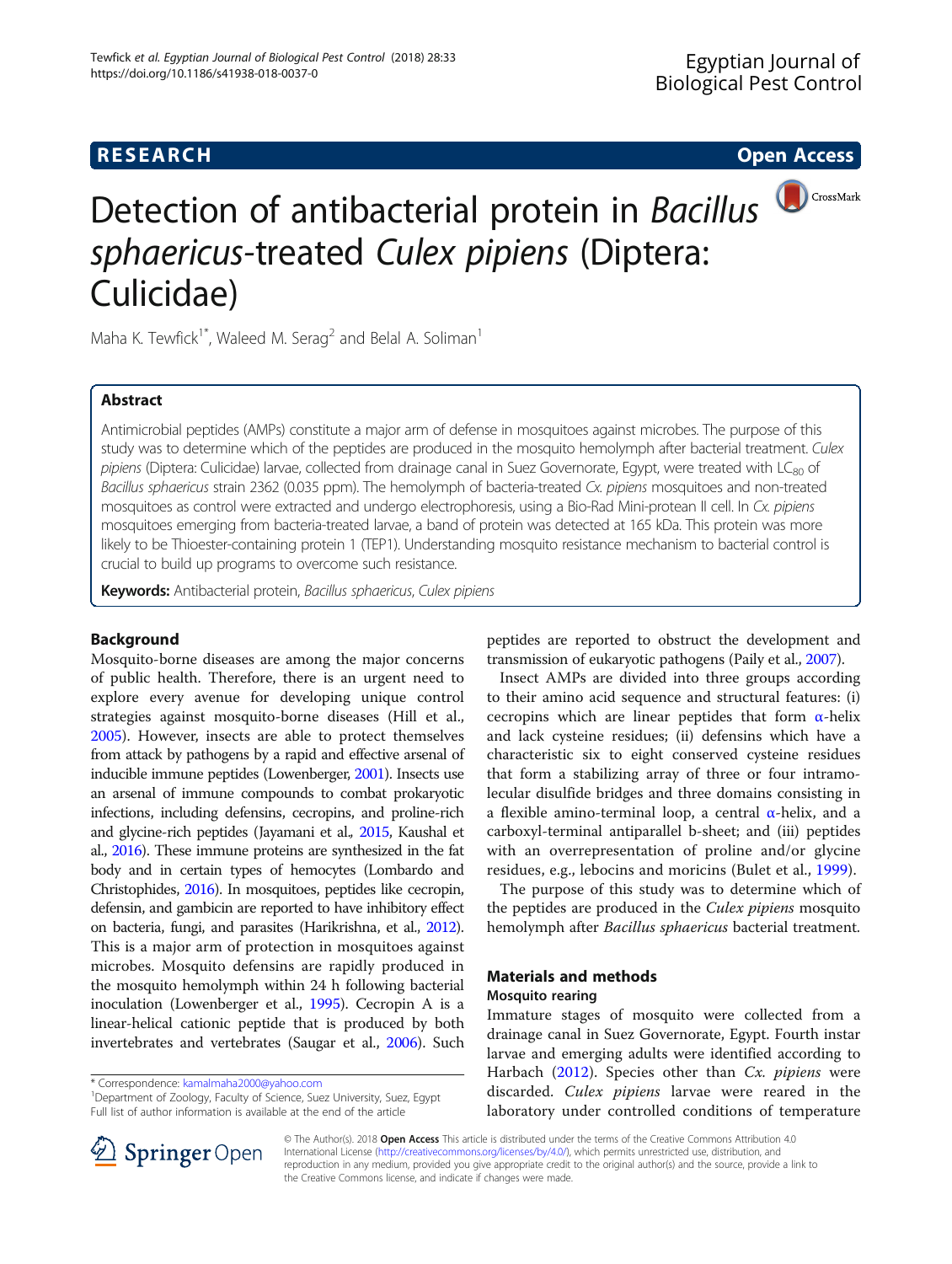RESEARCH

Open Access

# Detection of antibacterial protein in *Bacillus sphaericus*-treated *Culex pipiens* (Diptera: Culicidae)

Maha K. Tewfick[1*], Waleed M. Serag[2] and Belal A. Soliman[1]

## Abstract

Antimicrobial peptides (AMPs) constitute a major arm of defense in mosquitoes against microbes. The purpose of this study was to determine which of the peptides are produced in the mosquito hemolymph after bacterial treatment. *Culex pipiens* (Diptera: Culicidae) larvae, collected from drainage canal in Suez Governorate, Egypt, were treated with $LC_{80}$ of *Bacillus sphaericus* strain 2362 (0.035 ppm). The hemolymph of bacteria-treated *Cx. pipiens* mosquitoes and non-treated mosquitoes as control were extracted and undergo electrophoresis, using a Bio-Rad Mini-protean II cell. In *Cx. pipiens* mosquitoes emerging from bacteria-treated larvae, a band of protein was detected at 165 kDa. This protein was more likely to be Thioester-containing protein 1 (TEP1). Understanding mosquito resistance mechanism to bacterial control is crucial to build up programs to overcome such resistance.

**Keywords:** Antibacterial protein, *Bacillus sphaericus*, *Culex pipiens*

## Background

Mosquito-borne diseases are among the major concerns of public health. Therefore, there is an urgent need to explore every avenue for developing unique control strategies against mosquito-borne diseases (Hill et al., 2005). However, insects are able to protect themselves from attack by pathogens by a rapid and effective arsenal of inducible immune peptides (Lowenberger, 2001). Insects use an arsenal of immune compounds to combat prokaryotic infections, including defensins, cecropins, and proline-rich and glycine-rich peptides (Jayamani et al., 2015, Kaushal et al., 2016). These immune proteins are synthesized in the fat body and in certain types of hemocytes (Lombardo and Christophides, 2016). In mosquitoes, peptides like cecropin, defensin, and gambicin are reported to have inhibitory effect on bacteria, fungi, and parasites (Harikrishna, et al., 2012). This is a major arm of protection in mosquitoes against microbes. Mosquito defensins are rapidly produced in the mosquito hemolymph within 24 h following bacterial inoculation (Lowenberger et al., 1995). Cecropin A is a linear-helical cationic peptide that is produced by both invertebrates and vertebrates (Saugar et al., 2006). Such peptides are reported to obstruct the development and transmission of eukaryotic pathogens (Paily et al., 2007).

Insect AMPs are divided into three groups according to their amino acid sequence and structural features: (i) cecropins which are linear peptides that form α-helix and lack cysteine residues; (ii) defensins which have a characteristic six to eight conserved cysteine residues that form a stabilizing array of three or four intramolecular disulfide bridges and three domains consisting in a flexible amino-terminal loop, a central α-helix, and a carboxyl-terminal antiparallel b-sheet; and (iii) peptides with an overrepresentation of proline and/or glycine residues, e.g., lebocins and moricins (Bulet et al., 1999).

The purpose of this study was to determine which of the peptides are produced in the *Culex pipiens* mosquito hemolymph after *Bacillus sphaericus* bacterial treatment.

## Materials and methods

### Mosquito rearing

Immature stages of mosquito were collected from a drainage canal in Suez Governorate, Egypt. Fourth instar larvae and emerging adults were identified according to Harbach (2012). Species other than *Cx. pipiens* were discarded. *Culex pipiens* larvae were reared in the laboratory under controlled conditions of temperature

\* Correspondence: kamalmaha2000@yahoo.com
[1]Department of Zoology, Faculty of Science, Suez University, Suez, Egypt
Full list of author information is available at the end of the article

© The Author(s). 2018 **Open Access** This article is distributed under the terms of the Creative Commons Attribution 4.0 International License (http://creativecommons.org/licenses/by/4.0/), which permits unrestricted use, distribution, and reproduction in any medium, provided you give appropriate credit to the original author(s) and the source, provide a link to the Creative Commons license, and indicate if changes were made.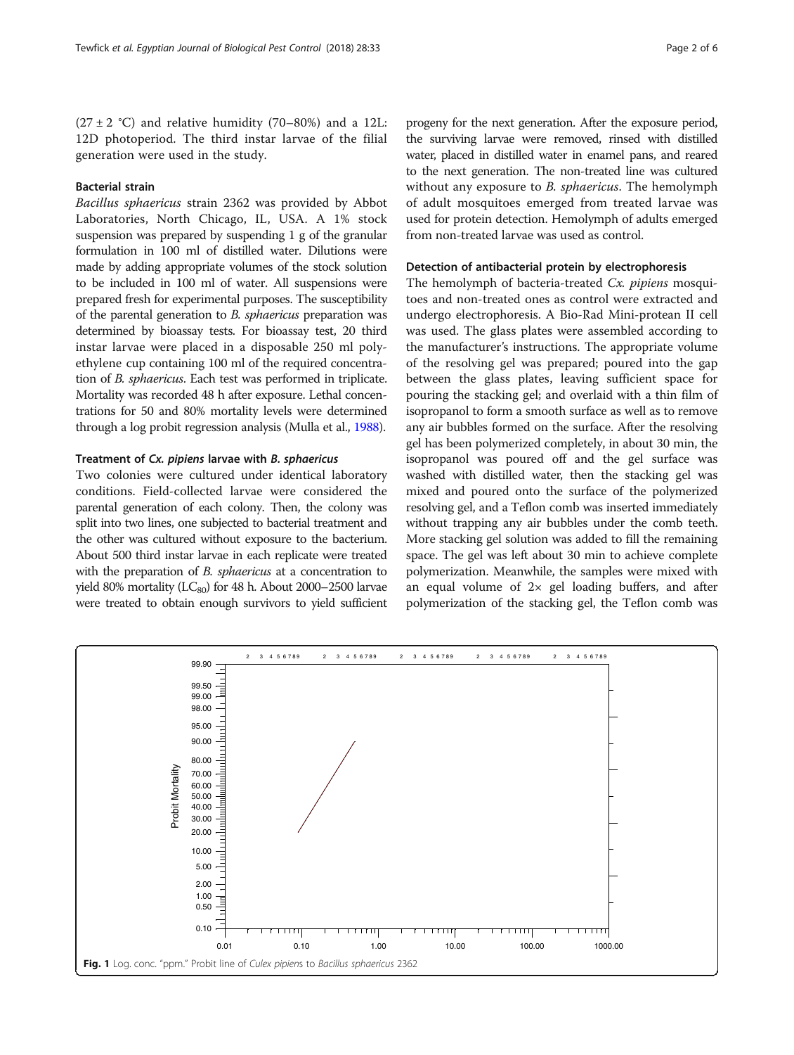(27 ± 2 °C) and relative humidity (70–80%) and a 12L: 12D photoperiod. The third instar larvae of the filial generation were used in the study.

### Bacterial strain

*Bacillus sphaericus* strain 2362 was provided by Abbot Laboratories, North Chicago, IL, USA. A 1% stock suspension was prepared by suspending 1 g of the granular formulation in 100 ml of distilled water. Dilutions were made by adding appropriate volumes of the stock solution to be included in 100 ml of water. All suspensions were prepared fresh for experimental purposes. The susceptibility of the parental generation to *B. sphaericus* preparation was determined by bioassay tests. For bioassay test, 20 third instar larvae were placed in a disposable 250 ml polyethylene cup containing 100 ml of the required concentration of *B. sphaericus*. Each test was performed in triplicate. Mortality was recorded 48 h after exposure. Lethal concentrations for 50 and 80% mortality levels were determined through a log probit regression analysis (Mulla et al., 1988).

### Treatment of *Cx. pipiens* larvae with *B. sphaericus*

Two colonies were cultured under identical laboratory conditions. Field-collected larvae were considered the parental generation of each colony. Then, the colony was split into two lines, one subjected to bacterial treatment and the other was cultured without exposure to the bacterium. About 500 third instar larvae in each replicate were treated with the preparation of *B. sphaericus* at a concentration to yield 80% mortality ($LC_{80}$) for 48 h. About 2000–2500 larvae were treated to obtain enough survivors to yield sufficient progeny for the next generation. After the exposure period, the surviving larvae were removed, rinsed with distilled water, placed in distilled water in enamel pans, and reared to the next generation. The non-treated line was cultured without any exposure to *B. sphaericus*. The hemolymph of adult mosquitoes emerged from treated larvae was used for protein detection. Hemolymph of adults emerged from non-treated larvae was used as control.

### Detection of antibacterial protein by electrophoresis

The hemolymph of bacteria-treated *Cx. pipiens* mosquitoes and non-treated ones as control were extracted and undergo electrophoresis. A Bio-Rad Mini-protean II cell was used. The glass plates were assembled according to the manufacturer's instructions. The appropriate volume of the resolving gel was prepared; poured into the gap between the glass plates, leaving sufficient space for pouring the stacking gel; and overlaid with a thin film of isopropanol to form a smooth surface as well as to remove any air bubbles formed on the surface. After the resolving gel has been polymerized completely, in about 30 min, the isopropanol was poured off and the gel surface was washed with distilled water, then the stacking gel was mixed and poured onto the surface of the polymerized resolving gel, and a Teflon comb was inserted immediately without trapping any air bubbles under the comb teeth. More stacking gel solution was added to fill the remaining space. The gel was left about 30 min to achieve complete polymerization. Meanwhile, the samples were mixed with an equal volume of 2× gel loading buffers, and after polymerization of the stacking gel, the Teflon comb was

**Fig. 1** Log. conc. "ppm." Probit line of *Culex pipiens* to *Bacillus sphaericus* 2362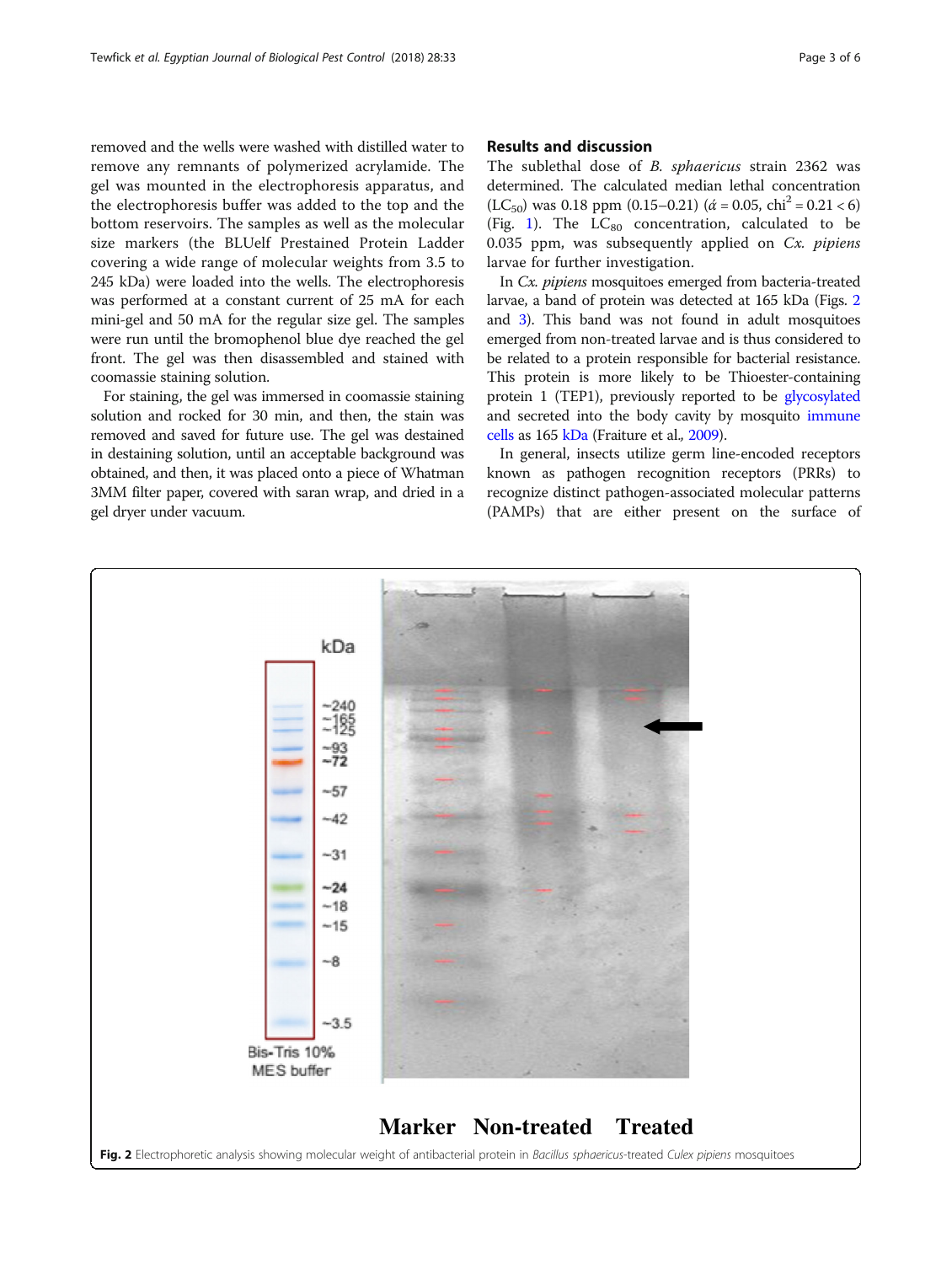removed and the wells were washed with distilled water to remove any remnants of polymerized acrylamide. The gel was mounted in the electrophoresis apparatus, and the electrophoresis buffer was added to the top and the bottom reservoirs. The samples as well as the molecular size markers (the BLUelf Prestained Protein Ladder covering a wide range of molecular weights from 3.5 to 245 kDa) were loaded into the wells. The electrophoresis was performed at a constant current of 25 mA for each mini-gel and 50 mA for the regular size gel. The samples were run until the bromophenol blue dye reached the gel front. The gel was then disassembled and stained with coomassie staining solution.

For staining, the gel was immersed in coomassie staining solution and rocked for 30 min, and then, the stain was removed and saved for future use. The gel was destained in destaining solution, until an acceptable background was obtained, and then, it was placed onto a piece of Whatman 3MM filter paper, covered with saran wrap, and dried in a gel dryer under vacuum.

## Results and discussion

The sublethal dose of *B. sphaericus* strain 2362 was determined. The calculated median lethal concentration ($LC_{50}$) was 0.18 ppm (0.15–0.21) ($\acute{\alpha} = 0.05$, $chi^2 = 0.21 < 6$) (Fig. 1). The $LC_{80}$ concentration, calculated to be 0.035 ppm, was subsequently applied on *Cx. pipiens* larvae for further investigation.

In *Cx. pipiens* mosquitoes emerged from bacteria-treated larvae, a band of protein was detected at 165 kDa (Figs. 2 and 3). This band was not found in adult mosquitoes emerged from non-treated larvae and is thus considered to be related to a protein responsible for bacterial resistance. This protein is more likely to be Thioester-containing protein 1 (TEP1), previously reported to be glycosylated and secreted into the body cavity by mosquito immune cells as 165 kDa (Fraiture et al., 2009).

In general, insects utilize germ line-encoded receptors known as pathogen recognition receptors (PRRs) to recognize distinct pathogen-associated molecular patterns (PAMPs) that are either present on the surface of

**Fig. 2** Electrophoretic analysis showing molecular weight of antibacterial protein in *Bacillus sphaericus*-treated *Culex pipiens* mosquitoes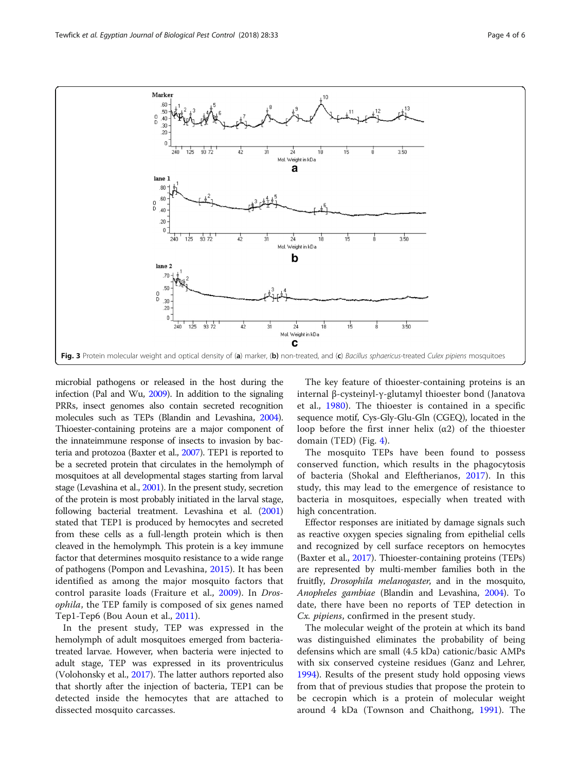Fig. 3 Protein molecular weight and optical density of (**a**) marker, (**b**) non-treated, and (**c**) *Bacillus sphaericus*-treated *Culex pipiens* mosquitoes

microbial pathogens or released in the host during the infection (Pal and Wu, 2009). In addition to the signaling PRRs, insect genomes also contain secreted recognition molecules such as TEPs (Blandin and Levashina, 2004). Thioester-containing proteins are a major component of the innateimmune response of insects to invasion by bacteria and protozoa (Baxter et al., 2007). TEP1 is reported to be a secreted protein that circulates in the hemolymph of mosquitoes at all developmental stages starting from larval stage (Levashina et al., 2001). In the present study, secretion of the protein is most probably initiated in the larval stage, following bacterial treatment. Levashina et al. (2001) stated that TEP1 is produced by hemocytes and secreted from these cells as a full-length protein which is then cleaved in the hemolymph. This protein is a key immune factor that determines mosquito resistance to a wide range of pathogens (Pompon and Levashina, 2015). It has been identified as among the major mosquito factors that control parasite loads (Fraiture et al., 2009). In *Drosophila*, the TEP family is composed of six genes named Tep1-Tep6 (Bou Aoun et al., 2011).

In the present study, TEP was expressed in the hemolymph of adult mosquitoes emerged from bacteria-treated larvae. However, when bacteria were injected to adult stage, TEP was expressed in its proventriculus (Volohonsky et al., 2017). The latter authors reported also that shortly after the injection of bacteria, TEP1 can be detected inside the hemocytes that are attached to dissected mosquito carcasses.

The key feature of thioester-containing proteins is an internal β-cysteinyl-γ-glutamyl thioester bond (Janatova et al., 1980). The thioester is contained in a specific sequence motif, Cys-Gly-Glu-Gln (CGEQ), located in the loop before the first inner helix (α2) of the thioester domain (TED) (Fig. 4).

The mosquito TEPs have been found to possess conserved function, which results in the phagocytosis of bacteria (Shokal and Eleftherianos, 2017). In this study, this may lead to the emergence of resistance to bacteria in mosquitoes, especially when treated with high concentration.

Effector responses are initiated by damage signals such as reactive oxygen species signaling from epithelial cells and recognized by cell surface receptors on hemocytes (Baxter et al., 2017). Thioester-containing proteins (TEPs) are represented by multi-member families both in the fruitfly, *Drosophila melanogaster*, and in the mosquito, *Anopheles gambiae* (Blandin and Levashina, 2004). To date, there have been no reports of TEP detection in *Cx. pipiens*, confirmed in the present study.

The molecular weight of the protein at which its band was distinguished eliminates the probability of being defensins which are small (4.5 kDa) cationic/basic AMPs with six conserved cysteine residues (Ganz and Lehrer, 1994). Results of the present study hold opposing views from that of previous studies that propose the protein to be cecropin which is a protein of molecular weight around 4 kDa (Townson and Chaithong, 1991). The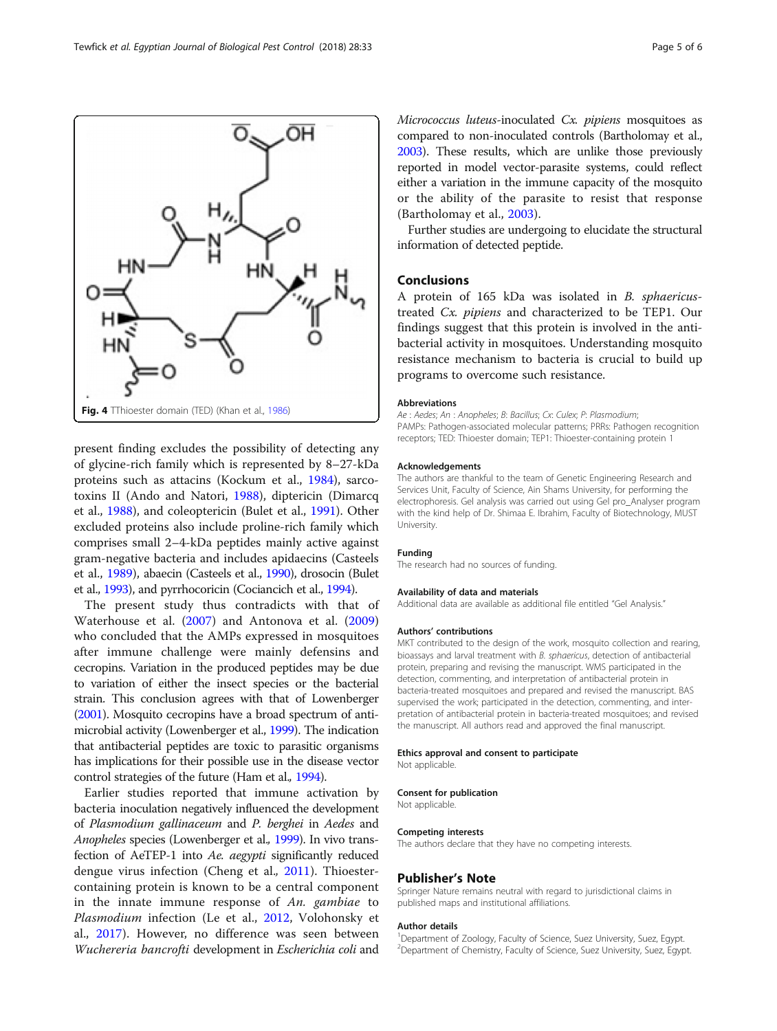Fig. 4 TThioester domain (TED) (Khan et al., 1986)

present finding excludes the possibility of detecting any of glycine-rich family which is represented by 8–27-kDa proteins such as attacins (Kockum et al., 1984), sarcotoxins II (Ando and Natori, 1988), diptericin (Dimarcq et al., 1988), and coleoptericin (Bulet et al., 1991). Other excluded proteins also include proline-rich family which comprises small 2–4-kDa peptides mainly active against gram-negative bacteria and includes apidaecins (Casteels et al., 1989), abaecin (Casteels et al., 1990), drosocin (Bulet et al., 1993), and pyrrhocoricin (Cociancich et al., 1994).

The present study thus contradicts with that of Waterhouse et al. (2007) and Antonova et al. (2009) who concluded that the AMPs expressed in mosquitoes after immune challenge were mainly defensins and cecropins. Variation in the produced peptides may be due to variation of either the insect species or the bacterial strain. This conclusion agrees with that of Lowenberger (2001). Mosquito cecropins have a broad spectrum of antimicrobial activity (Lowenberger et al., 1999). The indication that antibacterial peptides are toxic to parasitic organisms has implications for their possible use in the disease vector control strategies of the future (Ham et al., 1994).

Earlier studies reported that immune activation by bacteria inoculation negatively influenced the development of *Plasmodium gallinaceum* and *P. berghei* in *Aedes* and *Anopheles* species (Lowenberger et al., 1999). In vivo transfection of AeTEP-1 into *Ae. aegypti* significantly reduced dengue virus infection (Cheng et al., 2011). Thioester-containing protein is known to be a central component in the innate immune response of *An. gambiae* to *Plasmodium* infection (Le et al., 2012, Volohonsky et al., 2017). However, no difference was seen between *Wuchereria bancrofti* development in *Escherichia coli* and *Micrococcus luteus*-inoculated *Cx. pipiens* mosquitoes as compared to non-inoculated controls (Bartholomay et al., 2003). These results, which are unlike those previously reported in model vector-parasite systems, could reflect either a variation in the immune capacity of the mosquito or the ability of the parasite to resist that response (Bartholomay et al., 2003).

Further studies are undergoing to elucidate the structural information of detected peptide.

## Conclusions

A protein of 165 kDa was isolated in *B. sphaericus*-treated *Cx. pipiens* and characterized to be TEP1. Our findings suggest that this protein is involved in the antibacterial activity in mosquitoes. Understanding mosquito resistance mechanism to bacteria is crucial to build up programs to overcome such resistance.

### Abbreviations

*Ae* : *Aedes*; *An* : *Anopheles*; *B*: *Bacillus*; *Cx*: *Culex*; *P*: *Plasmodium*; PAMPs: Pathogen-associated molecular patterns; PRRs: Pathogen recognition receptors; TED: Thioester domain; TEP1: Thioester-containing protein 1

### Acknowledgements

The authors are thankful to the team of Genetic Engineering Research and Services Unit, Faculty of Science, Ain Shams University, for performing the electrophoresis. Gel analysis was carried out using Gel pro_Analyser program with the kind help of Dr. Shimaa E. Ibrahim, Faculty of Biotechnology, MUST University.

### Funding

The research had no sources of funding.

### Availability of data and materials

Additional data are available as additional file entitled "Gel Analysis."

### Authors' contributions

MKT contributed to the design of the work, mosquito collection and rearing, bioassays and larval treatment with *B. sphaericus*, detection of antibacterial protein, preparing and revising the manuscript. WMS participated in the detection, commenting, and interpretation of antibacterial protein in bacteria-treated mosquitoes and prepared and revised the manuscript. BAS supervised the work; participated in the detection, commenting, and interpretation of antibacterial protein in bacteria-treated mosquitoes; and revised the manuscript. All authors read and approved the final manuscript.

### Ethics approval and consent to participate

Not applicable.

### Consent for publication

Not applicable.

### Competing interests

The authors declare that they have no competing interests.

## Publisher's Note

Springer Nature remains neutral with regard to jurisdictional claims in published maps and institutional affiliations.

### Author details

[1]Department of Zoology, Faculty of Science, Suez University, Suez, Egypt. [2]Department of Chemistry, Faculty of Science, Suez University, Suez, Egypt.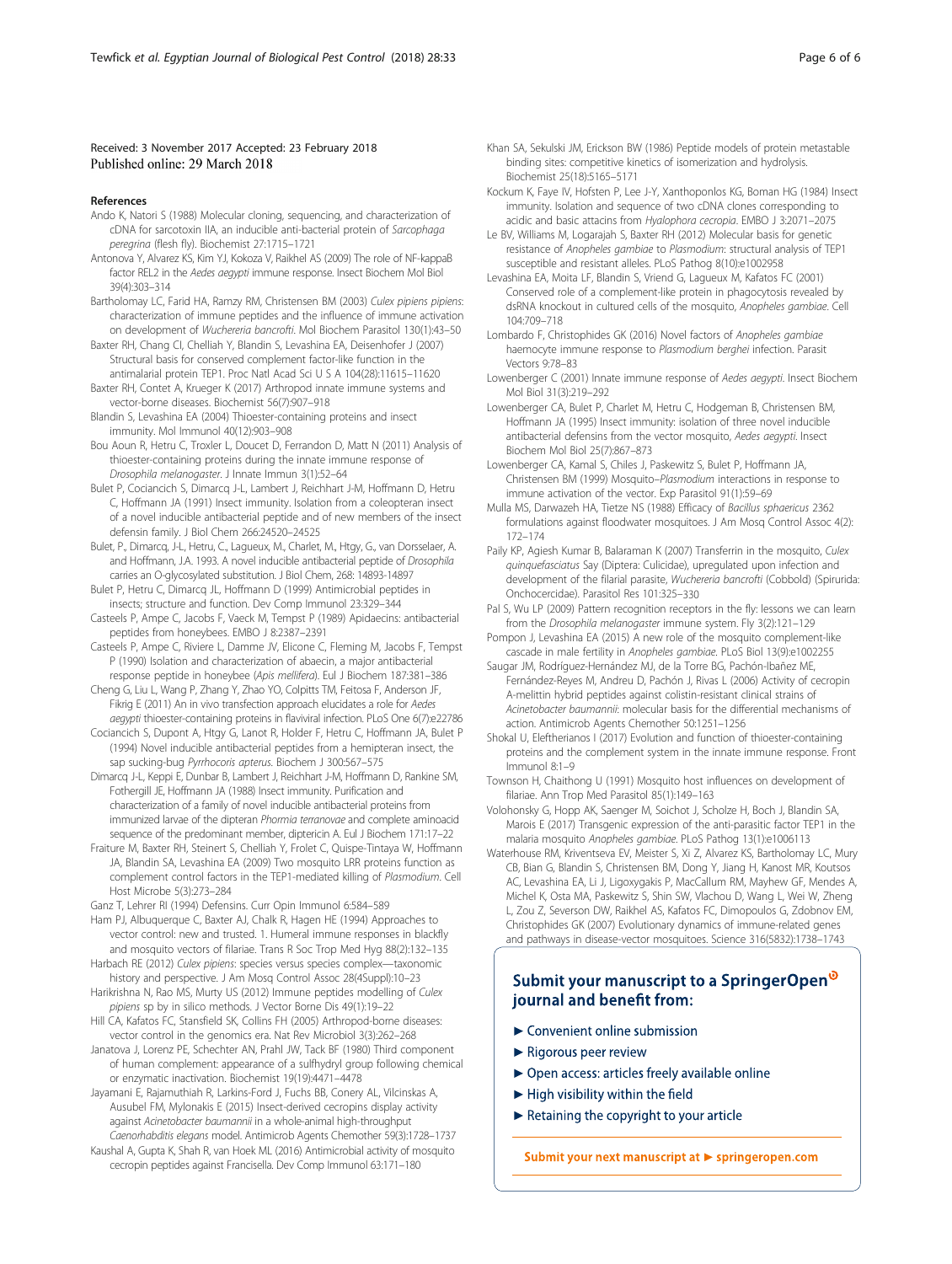Received: 3 November 2017 Accepted: 23 February 2018
Published online: 29 March 2018

### References

Ando K, Natori S (1988) Molecular cloning, sequencing, and characterization of cDNA for sarcotoxin IIA, an inducible anti-bacterial protein of *Sarcophaga peregrina* (flesh fly). Biochemist 27:1715–1721

Antonova Y, Alvarez KS, Kim YJ, Kokoza V, Raikhel AS (2009) The role of NF-kappaB factor REL2 in the *Aedes aegypti* immune response. Insect Biochem Mol Biol 39(4):303–314

Bartholomay LC, Farid HA, Ramzy RM, Christensen BM (2003) *Culex pipiens pipiens*: characterization of immune peptides and the influence of immune activation on development of *Wuchereria bancrofti*. Mol Biochem Parasitol 130(1):43–50

Baxter RH, Chang CI, Chelliah Y, Blandin S, Levashina EA, Deisenhofer J (2007) Structural basis for conserved complement factor-like function in the antimalarial protein TEP1. Proc Natl Acad Sci U S A 104(28):11615–11620

Baxter RH, Contet A, Krueger K (2017) Arthropod innate immune systems and vector-borne diseases. Biochemist 56(7):907–918

Blandin S, Levashina EA (2004) Thioester-containing proteins and insect immunity. Mol Immunol 40(12):903–908

Bou Aoun R, Hetru C, Troxler L, Doucet D, Ferrandon D, Matt N (2011) Analysis of thioester-containing proteins during the innate immune response of *Drosophila melanogaster*. J Innate Immun 3(1):52–64

Bulet P, Cociancich S, Dimarcq J-L, Lambert J, Reichhart J-M, Hoffmann D, Hetru C, Hoffmann JA (1991) Insect immunity. Isolation from a coleopteran insect of a novel inducible antibacterial peptide and of new members of the insect defensin family. J Biol Chem 266:24520–24525

Bulet, P., Dimarcq, J-L., Hetru, C., Lagueux, M., Charlet, M., Htgy, G., van Dorsselaer, A. and Hoffmann, J.A. 1993. A novel inducible antibacterial peptide of *Drosophila* carries an O-glycosylated substitution. J Biol Chem, 268: 14893-14897

Bulet P, Hetru C, Dimarcq JL, Hoffmann D (1999) Antimicrobial peptides in insects; structure and function. Dev Comp Immunol 23:329–344

Casteels P, Ampe C, Jacobs F, Vaeck M, Tempst P (1989) Apidaecins: antibacterial peptides from honeybees. EMBO J 8:2387–2391

Casteels P, Ampe C, Riviere L, Damme JV, Elicone C, Fleming M, Jacobs F, Tempst P (1990) Isolation and characterization of abaecin, a major antibacterial response peptide in honeybee (*Apis mellifera*). Eul J Biochem 187:381–386

Cheng G, Liu L, Wang P, Zhang Y, Zhao YO, Colpitts TM, Feitosa F, Anderson JF, Fikrig E (2011) An in vivo transfection approach elucidates a role for *Aedes aegypti* thioester-containing proteins in flaviviral infection. PLoS One 6(7):e22786

Cociancich S, Dupont A, Htgy G, Lanot R, Holder F, Hetru C, Hoffmann JA, Bulet P (1994) Novel inducible antibacterial peptides from a hemipteran insect, the sap sucking-bug *Pyrrhocoris apterus*. Biochem J 300:567–575

Dimarcq J-L, Keppi E, Dunbar B, Lambert J, Reichhart J-M, Hoffmann D, Rankine SM, Fothergill JE, Hoffmann JA (1988) Insect immunity. Purification and characterization of a family of novel inducible antibacterial proteins from immunized larvae of the dipteran *Phormia terranovae* and complete aminoacid sequence of the predominant member, diptericin A. Eul J Biochem 171:17–22

Fraiture M, Baxter RH, Steinert S, Chelliah Y, Frolet C, Quispe-Tintaya W, Hoffmann JA, Blandin SA, Levashina EA (2009) Two mosquito LRR proteins function as complement control factors in the TEP1-mediated killing of *Plasmodium*. Cell Host Microbe 5(3):273–284

Ganz T, Lehrer RI (1994) Defensins. Curr Opin Immunol 6:584–589

Ham PJ, Albuquerque C, Baxter AJ, Chalk R, Hagen HE (1994) Approaches to vector control: new and trusted. 1. Humeral immune responses in blackfly and mosquito vectors of filariae. Trans R Soc Trop Med Hyg 88(2):132–135

Harbach RE (2012) *Culex pipiens*: species versus species complex—taxonomic history and perspective. J Am Mosq Control Assoc 28(4Suppl):10–23

Harikrishna N, Rao MS, Murty US (2012) Immune peptides modelling of *Culex pipiens* sp by in silico methods. J Vector Borne Dis 49(1):19–22

Hill CA, Kafatos FC, Stansfield SK, Collins FH (2005) Arthropod-borne diseases: vector control in the genomics era. Nat Rev Microbiol 3(3):262–268

Janatova J, Lorenz PE, Schechter AN, Prahl JW, Tack BF (1980) Third component of human complement: appearance of a sulfhydryl group following chemical or enzymatic inactivation. Biochemist 19(19):4471–4478

Jayamani E, Rajamuthiah R, Larkins-Ford J, Fuchs BB, Conery AL, Vilcinskas A, Ausubel FM, Mylonakis E (2015) Insect-derived cecropins display activity against *Acinetobacter baumannii* in a whole-animal high-throughput *Caenorhabditis elegans* model. Antimicrob Agents Chemother 59(3):1728–1737

Kaushal A, Gupta K, Shah R, van Hoek ML (2016) Antimicrobial activity of mosquito cecropin peptides against Francisella. Dev Comp Immunol 63:171–180

Khan SA, Sekulski JM, Erickson BW (1986) Peptide models of protein metastable binding sites: competitive kinetics of isomerization and hydrolysis. Biochemist 25(18):5165–5171

Kockum K, Faye IV, Hofsten P, Lee J-Y, Xanthoponlos KG, Boman HG (1984) Insect immunity. Isolation and sequence of two cDNA clones corresponding to acidic and basic attacins from *Hyalophora cecropia*. EMBO J 3:2071–2075

Le BV, Williams M, Logarajah S, Baxter RH (2012) Molecular basis for genetic resistance of *Anopheles gambiae* to *Plasmodium*: structural analysis of TEP1 susceptible and resistant alleles. PLoS Pathog 8(10):e1002958

Levashina EA, Moita LF, Blandin S, Vriend G, Lagueux M, Kafatos FC (2001) Conserved role of a complement-like protein in phagocytosis revealed by dsRNA knockout in cultured cells of the mosquito, *Anopheles gambiae*. Cell 104:709–718

Lombardo F, Christophides GK (2016) Novel factors of *Anopheles gambiae* haemocyte immune response to *Plasmodium berghei* infection. Parasit Vectors 9:78–83

Lowenberger C (2001) Innate immune response of *Aedes aegypti*. Insect Biochem Mol Biol 31(3):219–292

Lowenberger CA, Bulet P, Charlet M, Hetru C, Hodgeman B, Christensen BM, Hoffmann JA (1995) Insect immunity: isolation of three novel inducible antibacterial defensins from the vector mosquito, *Aedes aegypti*. Insect Biochem Mol Biol 25(7):867–873

Lowenberger CA, Kamal S, Chiles J, Paskewitz S, Bulet P, Hoffmann JA, Christensen BM (1999) Mosquito–*Plasmodium* interactions in response to immune activation of the vector. Exp Parasitol 91(1):59–69

Mulla MS, Darwazeh HA, Tietze NS (1988) Efficacy of *Bacillus sphaericus* 2362 formulations against floodwater mosquitoes. J Am Mosq Control Assoc 4(2): 172–174

Paily KP, Agiesh Kumar B, Balaraman K (2007) Transferrin in the mosquito, *Culex quinquefasciatus* Say (Diptera: Culicidae), upregulated upon infection and development of the filarial parasite, *Wuchereria bancrofti* (Cobbold) (Spirurida: Onchocercidae). Parasitol Res 101:325–330

Pal S, Wu LP (2009) Pattern recognition receptors in the fly: lessons we can learn from the *Drosophila melanogaster* immune system. Fly 3(2):121–129

Pompon J, Levashina EA (2015) A new role of the mosquito complement-like cascade in male fertility in *Anopheles gambiae*. PLoS Biol 13(9):e1002255

Saugar JM, Rodríguez-Hernández MJ, de la Torre BG, Pachón-Ibañez ME, Fernández-Reyes M, Andreu D, Pachón J, Rivas L (2006) Activity of cecropin A-melittin hybrid peptides against colistin-resistant clinical strains of *Acinetobacter baumannii*: molecular basis for the differential mechanisms of action. Antimicrob Agents Chemother 50:1251–1256

Shokal U, Eleftherianos I (2017) Evolution and function of thioester-containing proteins and the complement system in the innate immune response. Front Immunol 8:1–9

Townson H, Chaithong U (1991) Mosquito host influences on development of filariae. Ann Trop Med Parasitol 85(1):149–163

Volohonsky G, Hopp AK, Saenger M, Soichot J, Scholze H, Boch J, Blandin SA, Marois E (2017) Transgenic expression of the anti-parasitic factor TEP1 in the malaria mosquito *Anopheles gambiae*. PLoS Pathog 13(1):e1006113

Waterhouse RM, Kriventseva EV, Meister S, Xi Z, Alvarez KS, Bartholomay LC, Mury CB, Bian G, Blandin S, Christensen BM, Dong Y, Jiang H, Kanost MR, Koutsos AC, Levashina EA, Li J, Ligoxygakis P, MacCallum RM, Mayhew GF, Mendes A, Michel K, Osta MA, Paskewitz S, Shin SW, Vlachou D, Wang L, Wei W, Zheng L, Zou Z, Severson DW, Raikhel AS, Kafatos FC, Dimopoulos G, Zdobnov EM, Christophides GK (2007) Evolutionary dynamics of immune-related genes and pathways in disease-vector mosquitoes. Science 316(5832):1738–1743

**Submit your manuscript to a SpringerOpen journal and benefit from:**

- ► Convenient online submission
- ► Rigorous peer review
- ► Open access: articles freely available online
- ► High visibility within the field
- ► Retaining the copyright to your article

**Submit your next manuscript at ► springeropen.com**